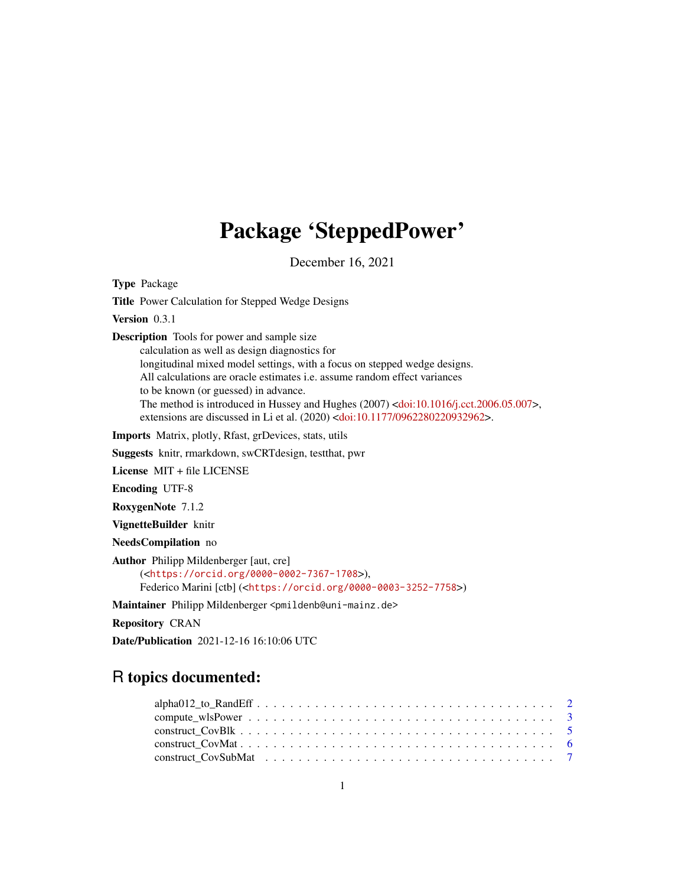# Package 'SteppedPower'

December 16, 2021

**Type** Package

**Title** Power Calculation for Stepped Wedge Designs

**Version** 0.3.1

**Description** Tools for power and sample size
calculation as well as design diagnostics for
longitudinal mixed model settings, with a focus on stepped wedge designs.
All calculations are oracle estimates i.e. assume random effect variances
to be known (or guessed) in advance.
The method is introduced in Hussey and Hughes (2007) <doi:10.1016/j.cct.2006.05.007>,
extensions are discussed in Li et al. (2020) <doi:10.1177/0962280220932962>.

**Imports** Matrix, plotly, Rfast, grDevices, stats, utils

**Suggests** knitr, rmarkdown, swCRTdesign, testthat, pwr

**License** MIT + file LICENSE

**Encoding** UTF-8

**RoxygenNote** 7.1.2

**VignetteBuilder** knitr

**NeedsCompilation** no

**Author** Philipp Mildenberger [aut, cre]
(<https://orcid.org/0000-0002-7367-1708>),
Federico Marini [ctb] (<https://orcid.org/0000-0003-3252-7758>)

**Maintainer** Philipp Mildenberger <pmildenb@uni-mainz.de>

**Repository** CRAN

**Date/Publication** 2021-12-16 16:10:06 UTC

## R topics documented:

- alpha012_to_RandEff . . . . . . . . . . . . . . . . . . . . . . . . . . . . . . . . . . . 2
- compute_wlsPower . . . . . . . . . . . . . . . . . . . . . . . . . . . . . . . . . . . . 3
- construct_CovBlk . . . . . . . . . . . . . . . . . . . . . . . . . . . . . . . . . . . . . 5
- construct_CovMat . . . . . . . . . . . . . . . . . . . . . . . . . . . . . . . . . . . . . 6
- construct_CovSubMat . . . . . . . . . . . . . . . . . . . . . . . . . . . . . . . . . . . 7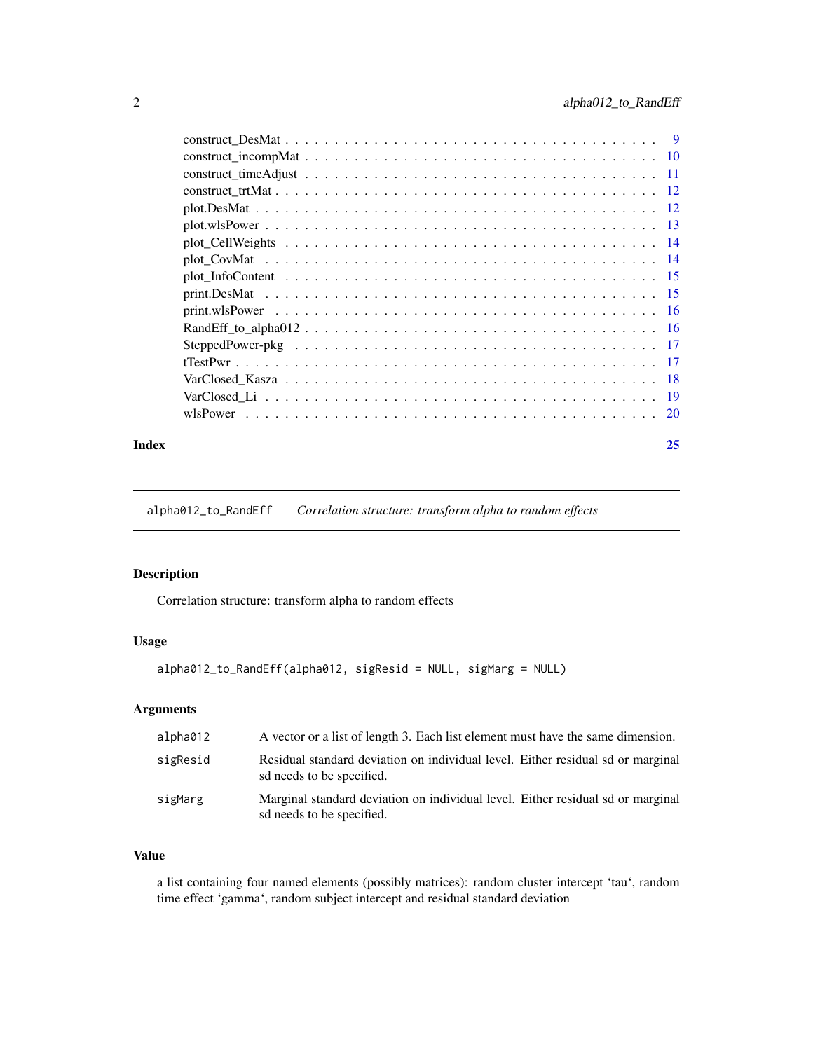construct_DesMat . . . . . . . . . . . . . . . . . . . . . . . . . . . . . . . . . . . 9
construct_incompMat . . . . . . . . . . . . . . . . . . . . . . . . . . . . . . . . . 10
construct_timeAdjust . . . . . . . . . . . . . . . . . . . . . . . . . . . . . . . . . 11
construct_trtMat . . . . . . . . . . . . . . . . . . . . . . . . . . . . . . . . . . . 12
plot.DesMat . . . . . . . . . . . . . . . . . . . . . . . . . . . . . . . . . . . . . 12
plot.wlsPower . . . . . . . . . . . . . . . . . . . . . . . . . . . . . . . . . . . . 13
plot_CellWeights . . . . . . . . . . . . . . . . . . . . . . . . . . . . . . . . . . 14
plot_CovMat . . . . . . . . . . . . . . . . . . . . . . . . . . . . . . . . . . . . . 14
plot_InfoContent . . . . . . . . . . . . . . . . . . . . . . . . . . . . . . . . . . 15
print.DesMat . . . . . . . . . . . . . . . . . . . . . . . . . . . . . . . . . . . . 15
print.wlsPower . . . . . . . . . . . . . . . . . . . . . . . . . . . . . . . . . . . 16
RandEff_to_alpha012 . . . . . . . . . . . . . . . . . . . . . . . . . . . . . . . . 16
SteppedPower-pkg . . . . . . . . . . . . . . . . . . . . . . . . . . . . . . . . . . 17
tTestPwr . . . . . . . . . . . . . . . . . . . . . . . . . . . . . . . . . . . . . . 17
VarClosed_Kasza . . . . . . . . . . . . . . . . . . . . . . . . . . . . . . . . . . 18
VarClosed_Li . . . . . . . . . . . . . . . . . . . . . . . . . . . . . . . . . . . . 19
wlsPower . . . . . . . . . . . . . . . . . . . . . . . . . . . . . . . . . . . . . . 20

**Index** **25**

---

## alpha012_to_RandEff — *Correlation structure: transform alpha to random effects*

### Description

Correlation structure: transform alpha to random effects

### Usage

```
alpha012_to_RandEff(alpha012, sigResid = NULL, sigMarg = NULL)
```

### Arguments

| | |
|---|---|
| `alpha012` | A vector or a list of length 3. Each list element must have the same dimension. |
| `sigResid` | Residual standard deviation on individual level. Either residual sd or marginal sd needs to be specified. |
| `sigMarg` | Marginal standard deviation on individual level. Either residual sd or marginal sd needs to be specified. |

### Value

a list containing four named elements (possibly matrices): random cluster intercept 'tau', random time effect 'gamma', random subject intercept and residual standard deviation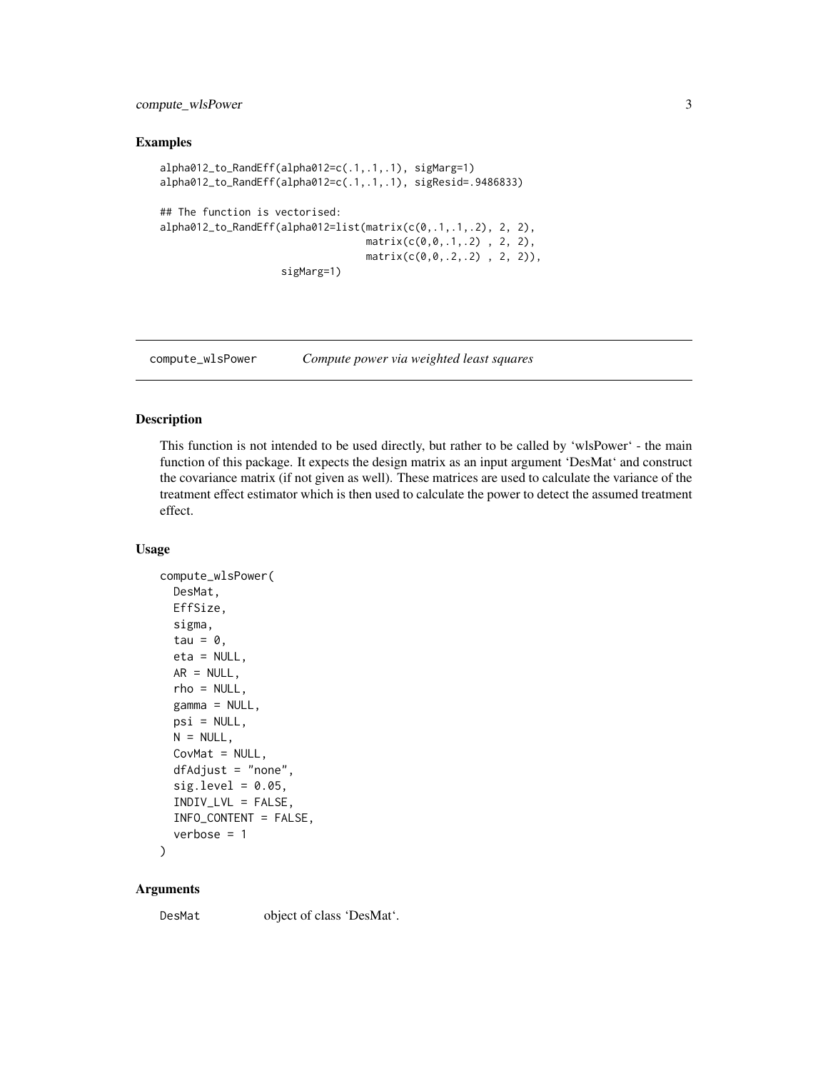## Examples

```
alpha012_to_RandEff(alpha012=c(.1,.1,.1), sigMarg=1)
alpha012_to_RandEff(alpha012=c(.1,.1,.1), sigResid=.9486833)

## The function is vectorised:
alpha012_to_RandEff(alpha012=list(matrix(c(0,.1,.1,.2), 2, 2),
                                  matrix(c(0,0,.1,.2) , 2, 2),
                                  matrix(c(0,0,.2,.2) , 2, 2)),
                    sigMarg=1)
```

---

# compute_wlsPower — *Compute power via weighted least squares*

---

## Description

This function is not intended to be used directly, but rather to be called by 'wlsPower' - the main function of this package. It expects the design matrix as an input argument 'DesMat' and construct the covariance matrix (if not given as well). These matrices are used to calculate the variance of the treatment effect estimator which is then used to calculate the power to detect the assumed treatment effect.

## Usage

```
compute_wlsPower(
  DesMat,
  EffSize,
  sigma,
  tau = 0,
  eta = NULL,
  AR = NULL,
  rho = NULL,
  gamma = NULL,
  psi = NULL,
  N = NULL,
  CovMat = NULL,
  dfAdjust = "none",
  sig.level = 0.05,
  INDIV_LVL = FALSE,
  INFO_CONTENT = FALSE,
  verbose = 1
)
```

## Arguments

| | |
|---|---|
| DesMat | object of class 'DesMat'. |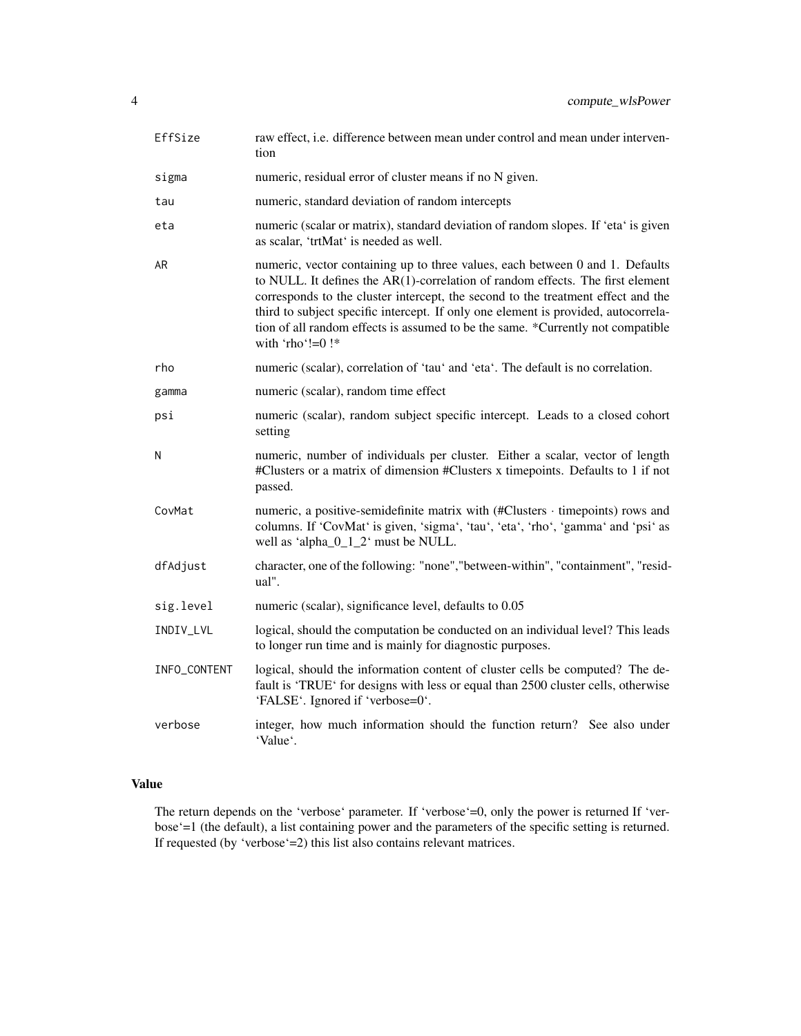| | |
|---|---|
| EffSize | raw effect, i.e. difference between mean under control and mean under intervention |
| sigma | numeric, residual error of cluster means if no N given. |
| tau | numeric, standard deviation of random intercepts |
| eta | numeric (scalar or matrix), standard deviation of random slopes. If 'eta' is given as scalar, 'trtMat' is needed as well. |
| AR | numeric, vector containing up to three values, each between 0 and 1. Defaults to NULL. It defines the AR(1)-correlation of random effects. The first element corresponds to the cluster intercept, the second to the treatment effect and the third to subject specific intercept. If only one element is provided, autocorrelation of all random effects is assumed to be the same. *Currently not compatible with 'rho'!=0 !* |
| rho | numeric (scalar), correlation of 'tau' and 'eta'. The default is no correlation. |
| gamma | numeric (scalar), random time effect |
| psi | numeric (scalar), random subject specific intercept. Leads to a closed cohort setting |
| N | numeric, number of individuals per cluster. Either a scalar, vector of length #Clusters or a matrix of dimension #Clusters x timepoints. Defaults to 1 if not passed. |
| CovMat | numeric, a positive-semidefinite matrix with (#Clusters · timepoints) rows and columns. If 'CovMat' is given, 'sigma', 'tau', 'eta', 'rho', 'gamma' and 'psi' as well as 'alpha_0_1_2' must be NULL. |
| dfAdjust | character, one of the following: "none","between-within", "containment", "residual". |
| sig.level | numeric (scalar), significance level, defaults to 0.05 |
| INDIV_LVL | logical, should the computation be conducted on an individual level? This leads to longer run time and is mainly for diagnostic purposes. |
| INFO_CONTENT | logical, should the information content of cluster cells be computed? The default is 'TRUE' for designs with less or equal than 2500 cluster cells, otherwise 'FALSE'. Ignored if 'verbose=0'. |
| verbose | integer, how much information should the function return? See also under 'Value'. |

## Value

The return depends on the 'verbose' parameter. If 'verbose'=0, only the power is returned If 'verbose'=1 (the default), a list containing power and the parameters of the specific setting is returned. If requested (by 'verbose'=2) this list also contains relevant matrices.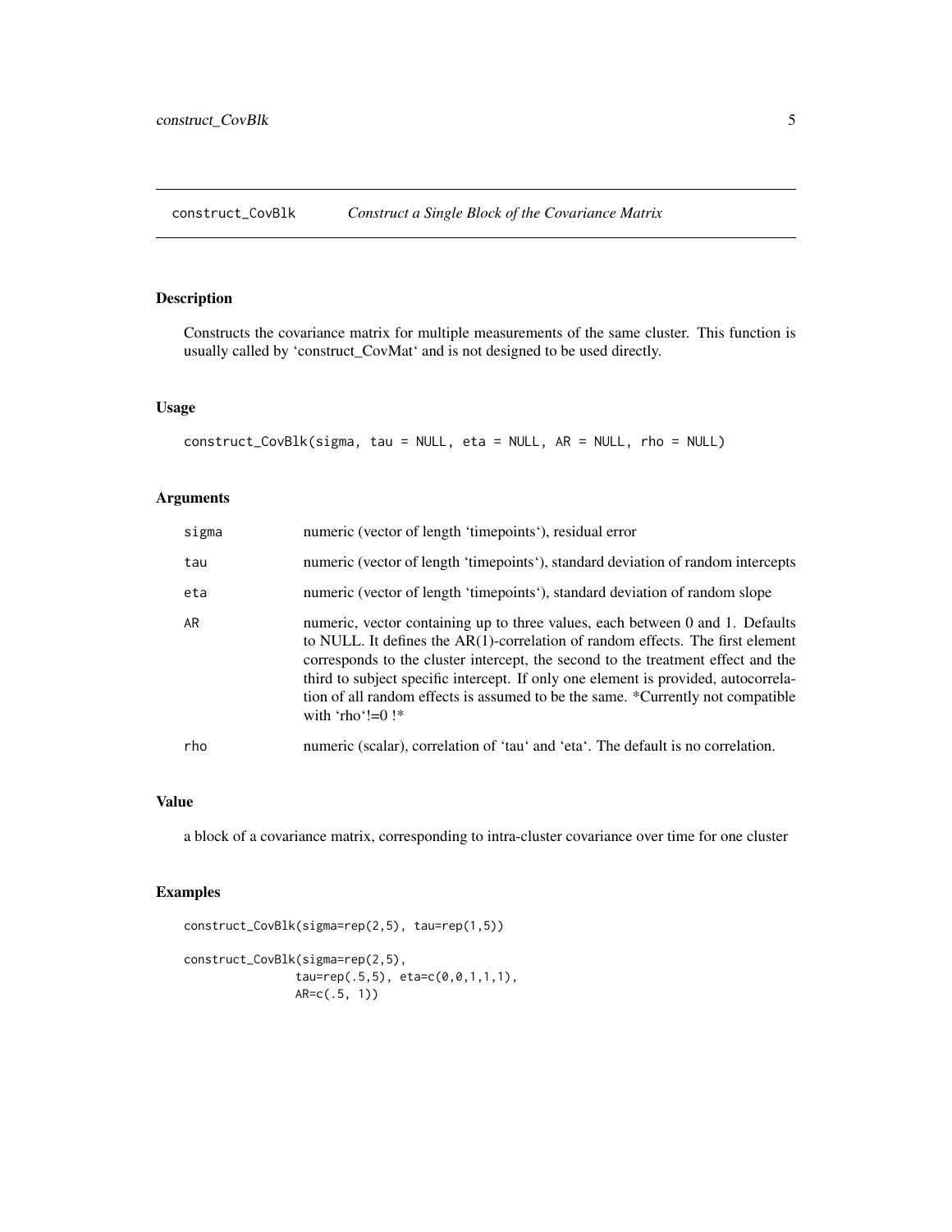## construct_CovBlk *Construct a Single Block of the Covariance Matrix*

### Description

Constructs the covariance matrix for multiple measurements of the same cluster. This function is usually called by 'construct_CovMat' and is not designed to be used directly.

### Usage

```
construct_CovBlk(sigma, tau = NULL, eta = NULL, AR = NULL, rho = NULL)
```

### Arguments

| | |
|---|---|
| sigma | numeric (vector of length 'timepoints'), residual error |
| tau | numeric (vector of length 'timepoints'), standard deviation of random intercepts |
| eta | numeric (vector of length 'timepoints'), standard deviation of random slope |
| AR | numeric, vector containing up to three values, each between 0 and 1. Defaults to NULL. It defines the AR(1)-correlation of random effects. The first element corresponds to the cluster intercept, the second to the treatment effect and the third to subject specific intercept. If only one element is provided, autocorrelation of all random effects is assumed to be the same. *Currently not compatible with 'rho'!=0 !* |
| rho | numeric (scalar), correlation of 'tau' and 'eta'. The default is no correlation. |

### Value

a block of a covariance matrix, corresponding to intra-cluster covariance over time for one cluster

### Examples

```
construct_CovBlk(sigma=rep(2,5), tau=rep(1,5))

construct_CovBlk(sigma=rep(2,5),
               tau=rep(.5,5), eta=c(0,0,1,1,1),
               AR=c(.5, 1))
```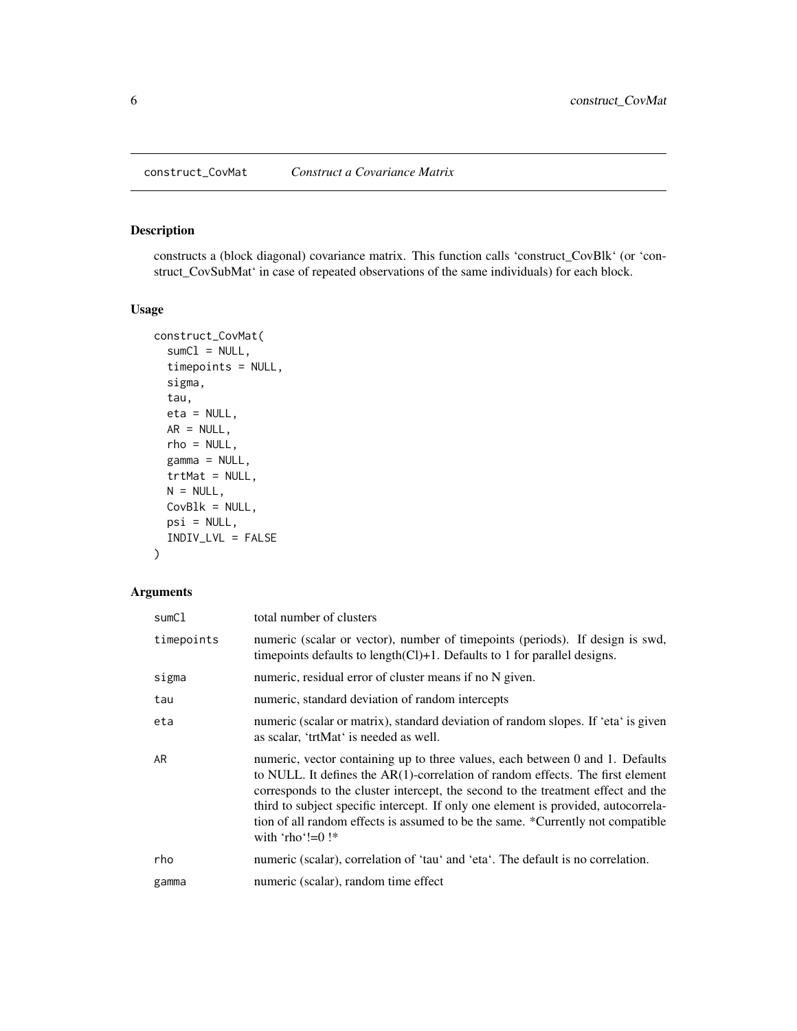## construct_CovMat *Construct a Covariance Matrix*

### Description

constructs a (block diagonal) covariance matrix. This function calls 'construct_CovBlk' (or 'construct_CovSubMat' in case of repeated observations of the same individuals) for each block.

### Usage

```
construct_CovMat(
  sumCl = NULL,
  timepoints = NULL,
  sigma,
  tau,
  eta = NULL,
  AR = NULL,
  rho = NULL,
  gamma = NULL,
  trtMat = NULL,
  N = NULL,
  CovBlk = NULL,
  psi = NULL,
  INDIV_LVL = FALSE
)
```

### Arguments

| | |
|---|---|
| `sumCl` | total number of clusters |
| `timepoints` | numeric (scalar or vector), number of timepoints (periods). If design is swd, timepoints defaults to length(Cl)+1. Defaults to 1 for parallel designs. |
| `sigma` | numeric, residual error of cluster means if no N given. |
| `tau` | numeric, standard deviation of random intercepts |
| `eta` | numeric (scalar or matrix), standard deviation of random slopes. If 'eta' is given as scalar, 'trtMat' is needed as well. |
| `AR` | numeric, vector containing up to three values, each between 0 and 1. Defaults to NULL. It defines the AR(1)-correlation of random effects. The first element corresponds to the cluster intercept, the second to the treatment effect and the third to subject specific intercept. If only one element is provided, autocorrelation of all random effects is assumed to be the same. *Currently not compatible with 'rho'!=0 !* |
| `rho` | numeric (scalar), correlation of 'tau' and 'eta'. The default is no correlation. |
| `gamma` | numeric (scalar), random time effect |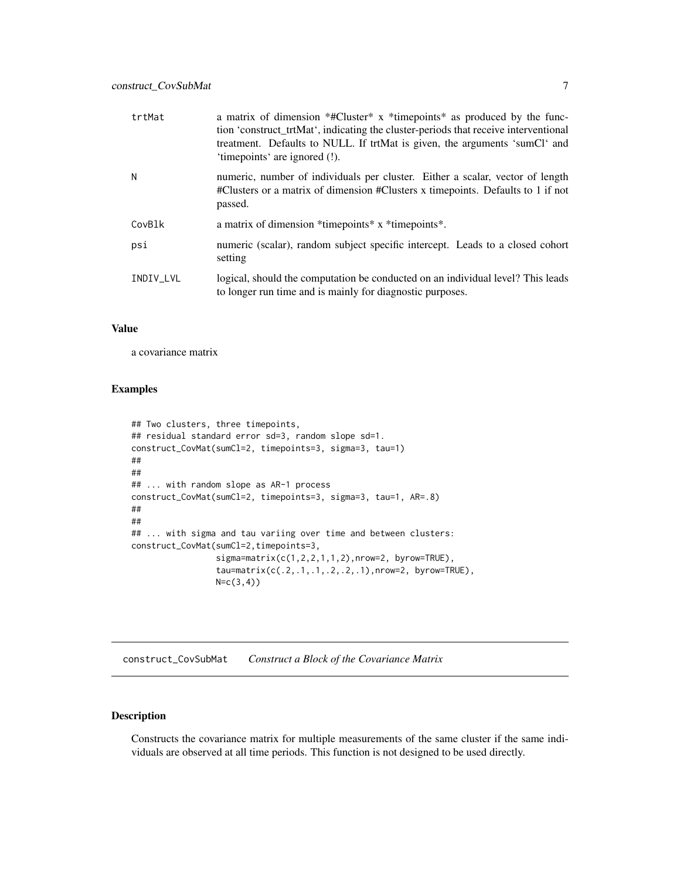| | |
|---|---|
| trtMat | a matrix of dimension *#Cluster* x *timepoints* as produced by the function 'construct_trtMat', indicating the cluster-periods that receive interventional treatment. Defaults to NULL. If trtMat is given, the arguments 'sumCl' and 'timepoints' are ignored (!). |
| N | numeric, number of individuals per cluster. Either a scalar, vector of length #Clusters or a matrix of dimension #Clusters x timepoints. Defaults to 1 if not passed. |
| CovBlk | a matrix of dimension *timepoints* x *timepoints*. |
| psi | numeric (scalar), random subject specific intercept. Leads to a closed cohort setting |
| INDIV_LVL | logical, should the computation be conducted on an individual level? This leads to longer run time and is mainly for diagnostic purposes. |

### Value

a covariance matrix

### Examples

```
## Two clusters, three timepoints,
## residual standard error sd=3, random slope sd=1.
construct_CovMat(sumCl=2, timepoints=3, sigma=3, tau=1)
##
##
## ... with random slope as AR-1 process
construct_CovMat(sumCl=2, timepoints=3, sigma=3, tau=1, AR=.8)
##
##
## ... with sigma and tau variing over time and between clusters:
construct_CovMat(sumCl=2,timepoints=3,
                 sigma=matrix(c(1,2,2,1,1,2),nrow=2, byrow=TRUE),
                 tau=matrix(c(.2,.1,.1,.2,.2,.1),nrow=2, byrow=TRUE),
                 N=c(3,4))
```

---

## construct_CovSubMat *Construct a Block of the Covariance Matrix*

### Description

Constructs the covariance matrix for multiple measurements of the same cluster if the same individuals are observed at all time periods. This function is not designed to be used directly.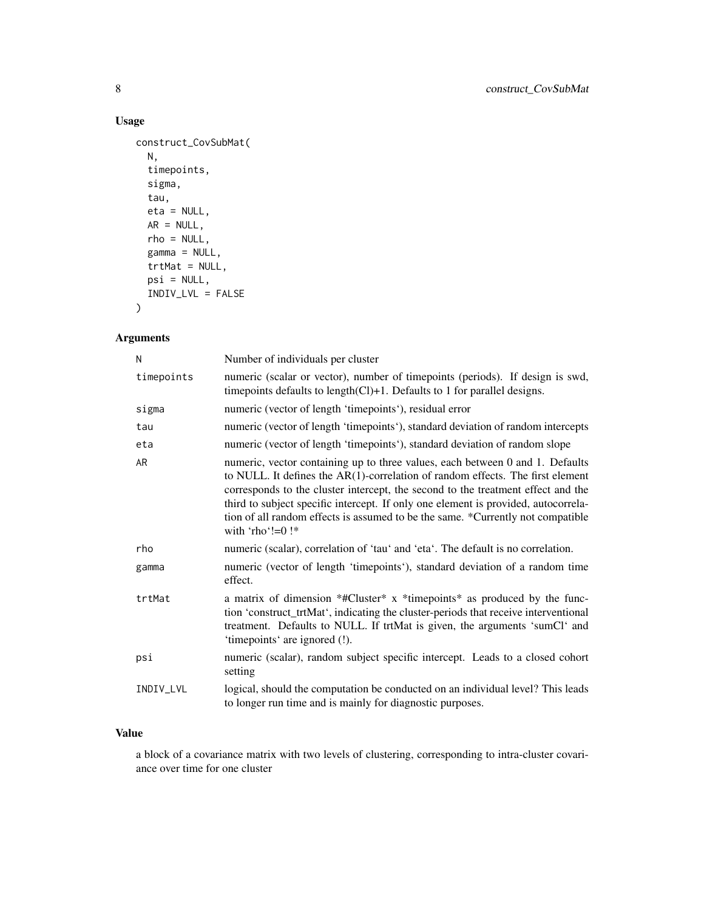## Usage

```
construct_CovSubMat(
  N,
  timepoints,
  sigma,
  tau,
  eta = NULL,
  AR = NULL,
  rho = NULL,
  gamma = NULL,
  trtMat = NULL,
  psi = NULL,
  INDIV_LVL = FALSE
)
```

## Arguments

| | |
|---|---|
| N | Number of individuals per cluster |
| timepoints | numeric (scalar or vector), number of timepoints (periods). If design is swd, timepoints defaults to length(Cl)+1. Defaults to 1 for parallel designs. |
| sigma | numeric (vector of length 'timepoints'), residual error |
| tau | numeric (vector of length 'timepoints'), standard deviation of random intercepts |
| eta | numeric (vector of length 'timepoints'), standard deviation of random slope |
| AR | numeric, vector containing up to three values, each between 0 and 1. Defaults to NULL. It defines the AR(1)-correlation of random effects. The first element corresponds to the cluster intercept, the second to the treatment effect and the third to subject specific intercept. If only one element is provided, autocorrelation of all random effects is assumed to be the same. *Currently not compatible with 'rho'!=0 !* |
| rho | numeric (scalar), correlation of 'tau' and 'eta'. The default is no correlation. |
| gamma | numeric (vector of length 'timepoints'), standard deviation of a random time effect. |
| trtMat | a matrix of dimension *#Cluster* x *timepoints* as produced by the function 'construct_trtMat', indicating the cluster-periods that receive interventional treatment. Defaults to NULL. If trtMat is given, the arguments 'sumCl' and 'timepoints' are ignored (!). |
| psi | numeric (scalar), random subject specific intercept. Leads to a closed cohort setting |
| INDIV_LVL | logical, should the computation be conducted on an individual level? This leads to longer run time and is mainly for diagnostic purposes. |

## Value

a block of a covariance matrix with two levels of clustering, corresponding to intra-cluster covariance over time for one cluster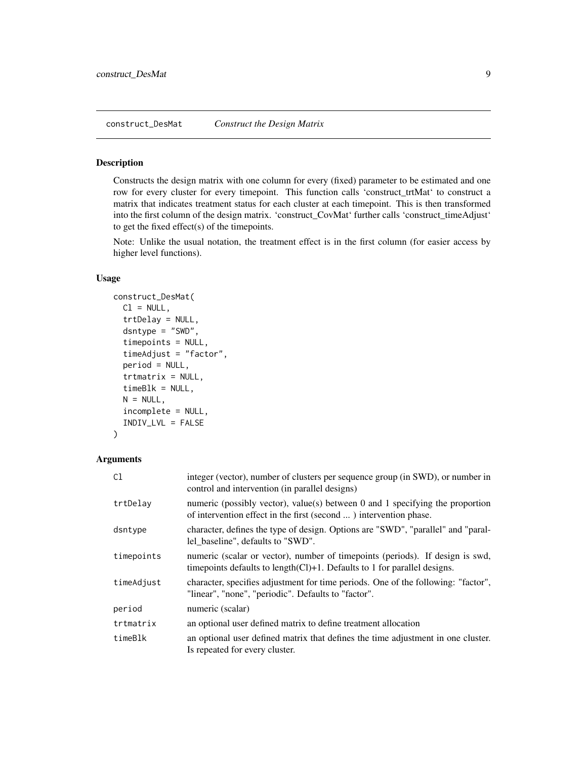construct_DesMat    *Construct the Design Matrix*

## Description

Constructs the design matrix with one column for every (fixed) parameter to be estimated and one row for every cluster for every timepoint. This function calls 'construct_trtMat' to construct a matrix that indicates treatment status for each cluster at each timepoint. This is then transformed into the first column of the design matrix. 'construct_CovMat' further calls 'construct_timeAdjust' to get the fixed effect(s) of the timepoints.

Note: Unlike the usual notation, the treatment effect is in the first column (for easier access by higher level functions).

## Usage

```
construct_DesMat(
  Cl = NULL,
  trtDelay = NULL,
  dsntype = "SWD",
  timepoints = NULL,
  timeAdjust = "factor",
  period = NULL,
  trtmatrix = NULL,
  timeBlk = NULL,
  N = NULL,
  incomplete = NULL,
  INDIV_LVL = FALSE
)
```

## Arguments

| | |
|---|---|
| Cl | integer (vector), number of clusters per sequence group (in SWD), or number in control and intervention (in parallel designs) |
| trtDelay | numeric (possibly vector), value(s) between 0 and 1 specifying the proportion of intervention effect in the first (second ... ) intervention phase. |
| dsntype | character, defines the type of design. Options are "SWD", "parallel" and "parallel_baseline", defaults to "SWD". |
| timepoints | numeric (scalar or vector), number of timepoints (periods). If design is swd, timepoints defaults to length(Cl)+1. Defaults to 1 for parallel designs. |
| timeAdjust | character, specifies adjustment for time periods. One of the following: "factor", "linear", "none", "periodic". Defaults to "factor". |
| period | numeric (scalar) |
| trtmatrix | an optional user defined matrix to define treatment allocation |
| timeBlk | an optional user defined matrix that defines the time adjustment in one cluster. Is repeated for every cluster. |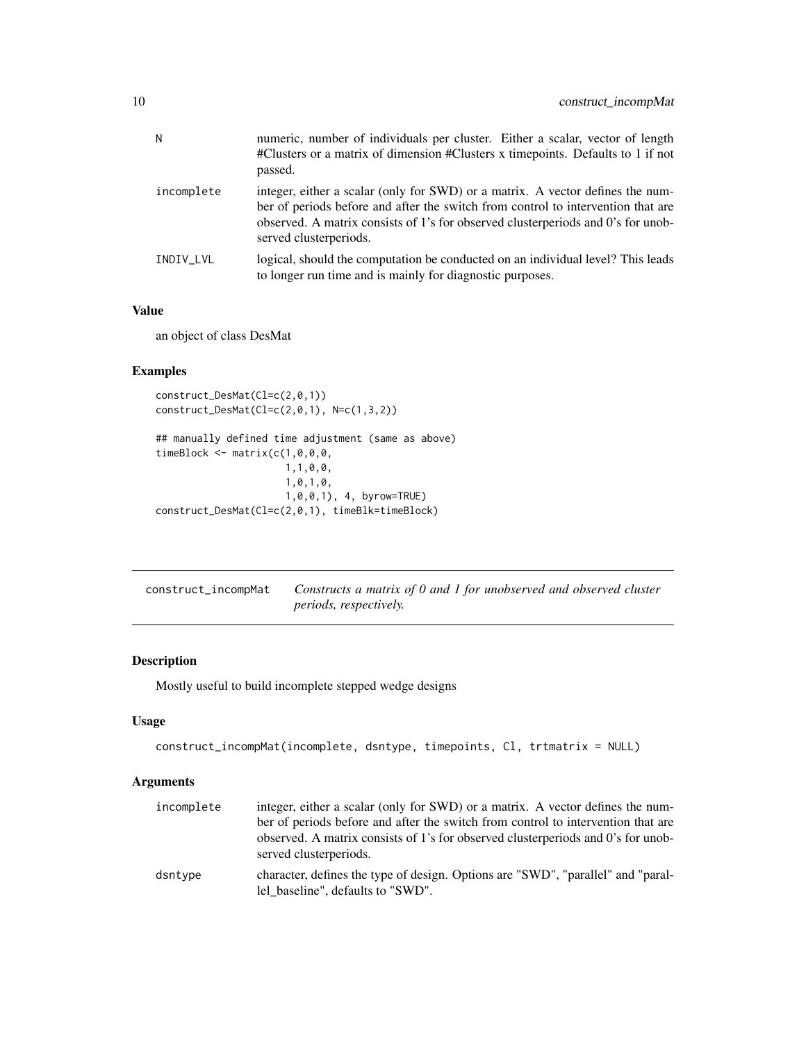| | |
|---|---|
| N | numeric, number of individuals per cluster. Either a scalar, vector of length #Clusters or a matrix of dimension #Clusters x timepoints. Defaults to 1 if not passed. |
| incomplete | integer, either a scalar (only for SWD) or a matrix. A vector defines the number of periods before and after the switch from control to intervention that are observed. A matrix consists of 1's for observed clusterperiods and 0's for unobserved clusterperiods. |
| INDIV_LVL | logical, should the computation be conducted on an individual level? This leads to longer run time and is mainly for diagnostic purposes. |

### Value

an object of class DesMat

### Examples

```
construct_DesMat(Cl=c(2,0,1))
construct_DesMat(Cl=c(2,0,1), N=c(1,3,2))

## manually defined time adjustment (same as above)
timeBlock <- matrix(c(1,0,0,0,
                      1,1,0,0,
                      1,0,1,0,
                      1,0,0,1), 4, byrow=TRUE)
construct_DesMat(Cl=c(2,0,1), timeBlk=timeBlock)
```

---

## construct_incompMat    *Constructs a matrix of 0 and 1 for unobserved and observed cluster periods, respectively.*

---

### Description

Mostly useful to build incomplete stepped wedge designs

### Usage

```
construct_incompMat(incomplete, dsntype, timepoints, Cl, trtmatrix = NULL)
```

### Arguments

| | |
|---|---|
| incomplete | integer, either a scalar (only for SWD) or a matrix. A vector defines the number of periods before and after the switch from control to intervention that are observed. A matrix consists of 1's for observed clusterperiods and 0's for unobserved clusterperiods. |
| dsntype | character, defines the type of design. Options are "SWD", "parallel" and "parallel_baseline", defaults to "SWD". |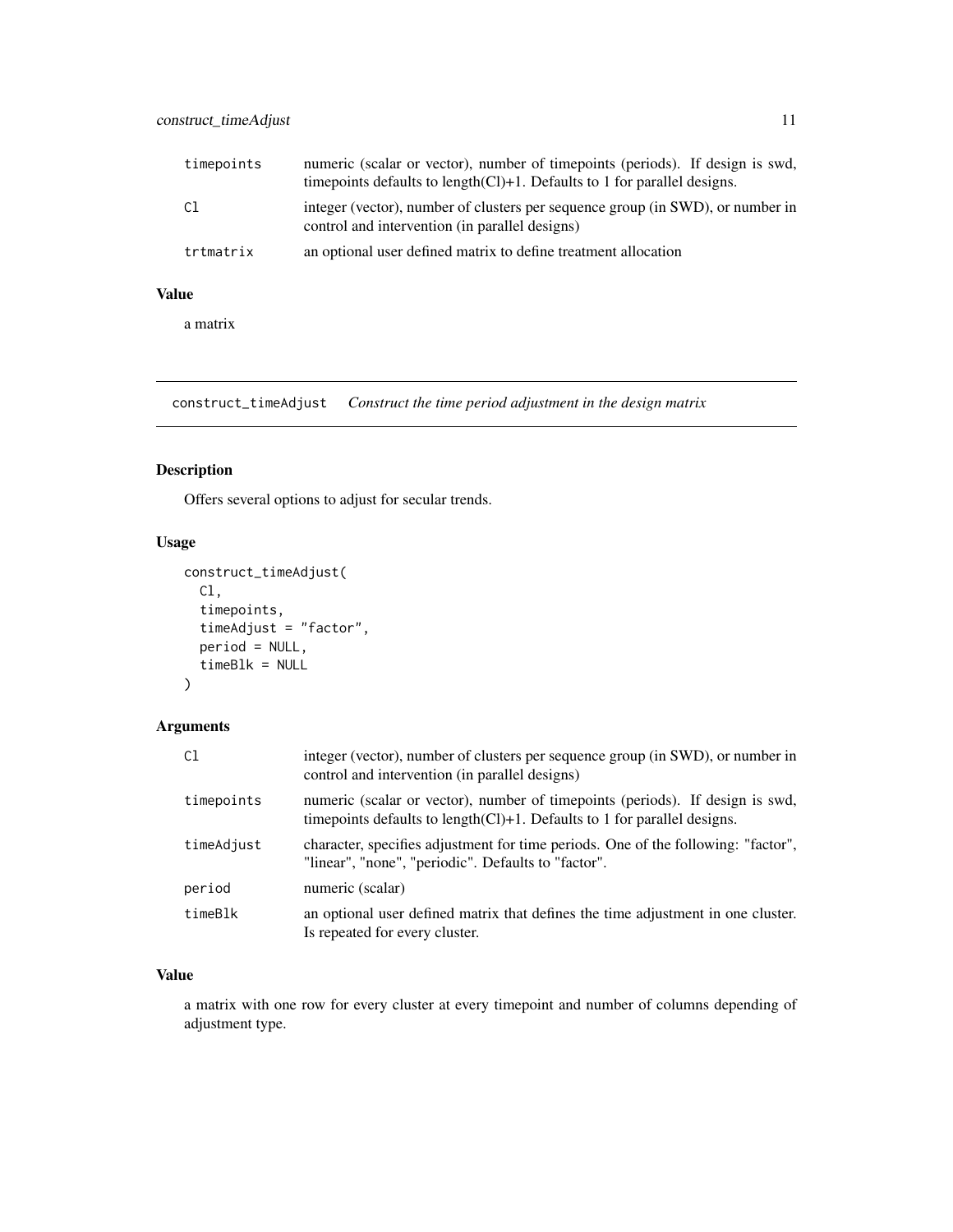| | |
|---|---|
| timepoints | numeric (scalar or vector), number of timepoints (periods). If design is swd, timepoints defaults to length(Cl)+1. Defaults to 1 for parallel designs. |
| Cl | integer (vector), number of clusters per sequence group (in SWD), or number in control and intervention (in parallel designs) |
| trtmatrix | an optional user defined matrix to define treatment allocation |

### Value

a matrix

## construct_timeAdjust *Construct the time period adjustment in the design matrix*

### Description

Offers several options to adjust for secular trends.

### Usage

```
construct_timeAdjust(
  Cl,
  timepoints,
  timeAdjust = "factor",
  period = NULL,
  timeBlk = NULL
)
```

### Arguments

| | |
|---|---|
| Cl | integer (vector), number of clusters per sequence group (in SWD), or number in control and intervention (in parallel designs) |
| timepoints | numeric (scalar or vector), number of timepoints (periods). If design is swd, timepoints defaults to length(Cl)+1. Defaults to 1 for parallel designs. |
| timeAdjust | character, specifies adjustment for time periods. One of the following: "factor", "linear", "none", "periodic". Defaults to "factor". |
| period | numeric (scalar) |
| timeBlk | an optional user defined matrix that defines the time adjustment in one cluster. Is repeated for every cluster. |

### Value

a matrix with one row for every cluster at every timepoint and number of columns depending of adjustment type.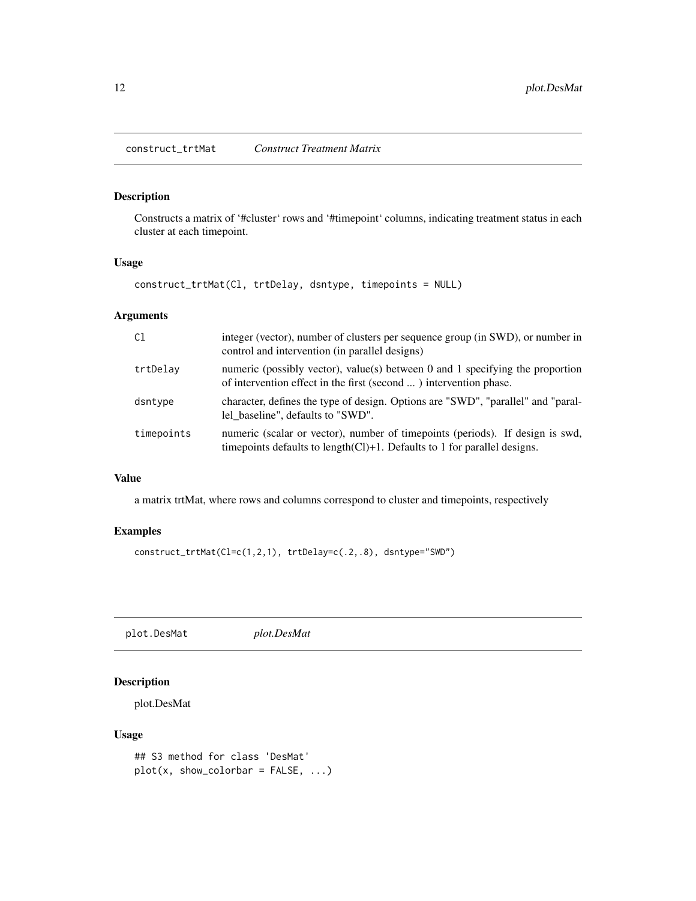## construct_trtMat — *Construct Treatment Matrix*

### Description

Constructs a matrix of '#cluster' rows and '#timepoint' columns, indicating treatment status in each cluster at each timepoint.

### Usage

```
construct_trtMat(Cl, trtDelay, dsntype, timepoints = NULL)
```

### Arguments

| | |
|---|---|
| `Cl` | integer (vector), number of clusters per sequence group (in SWD), or number in control and intervention (in parallel designs) |
| `trtDelay` | numeric (possibly vector), value(s) between 0 and 1 specifying the proportion of intervention effect in the first (second ... ) intervention phase. |
| `dsntype` | character, defines the type of design. Options are "SWD", "parallel" and "parallel_baseline", defaults to "SWD". |
| `timepoints` | numeric (scalar or vector), number of timepoints (periods). If design is swd, timepoints defaults to length(Cl)+1. Defaults to 1 for parallel designs. |

### Value

a matrix trtMat, where rows and columns correspond to cluster and timepoints, respectively

### Examples

```
construct_trtMat(Cl=c(1,2,1), trtDelay=c(.2,.8), dsntype="SWD")
```

## plot.DesMat — *plot.DesMat*

### Description

plot.DesMat

### Usage

```
## S3 method for class 'DesMat'
plot(x, show_colorbar = FALSE, ...)
```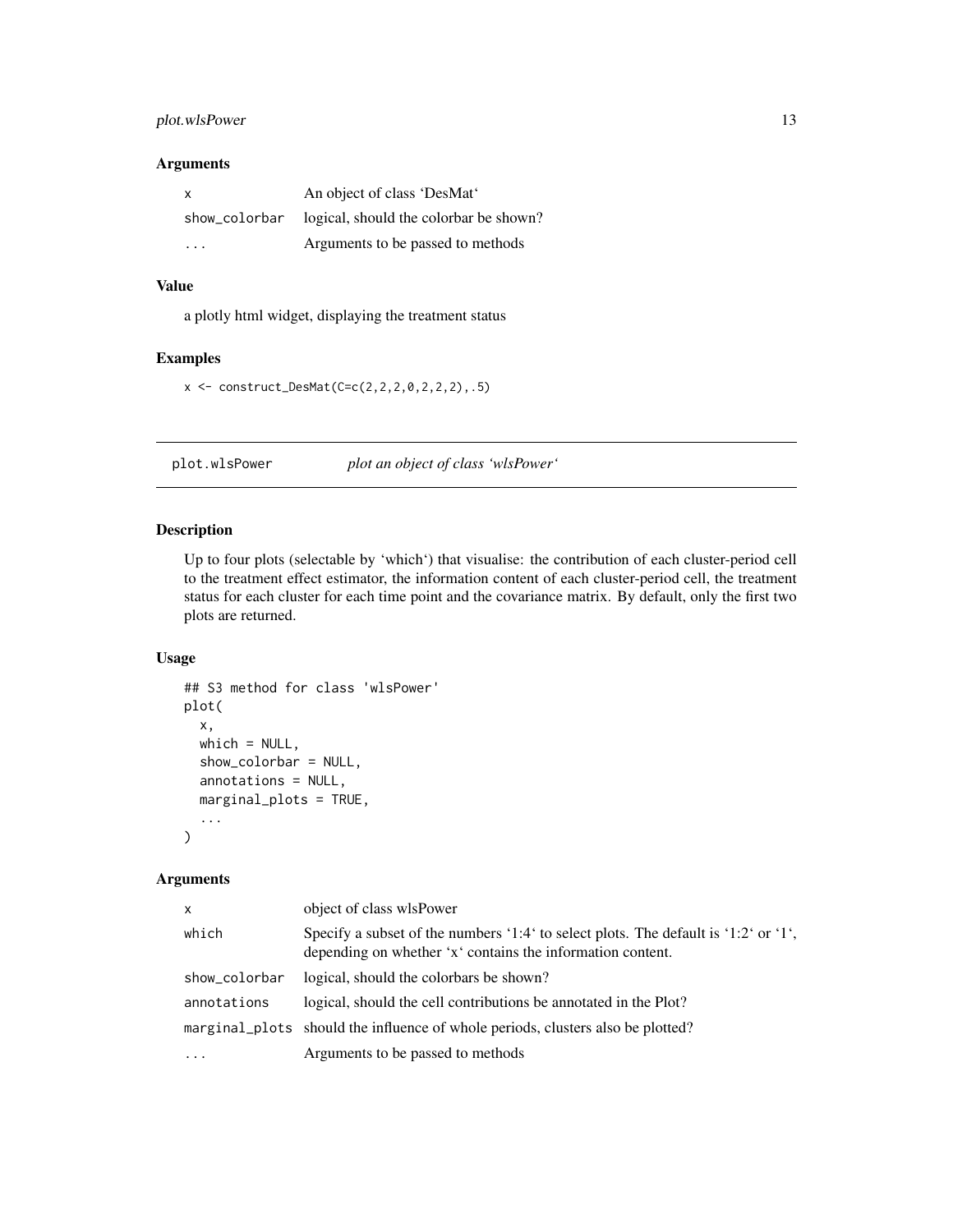### Arguments

| | |
|---|---|
| x | An object of class 'DesMat' |
| show_colorbar | logical, should the colorbar be shown? |
| ... | Arguments to be passed to methods |

### Value

a plotly html widget, displaying the treatment status

### Examples

```
x <- construct_DesMat(C=c(2,2,2,0,2,2,2),.5)
```

---

## plot.wlsPower    *plot an object of class 'wlsPower'*

---

### Description

Up to four plots (selectable by 'which') that visualise: the contribution of each cluster-period cell to the treatment effect estimator, the information content of each cluster-period cell, the treatment status for each cluster for each time point and the covariance matrix. By default, only the first two plots are returned.

### Usage

```
## S3 method for class 'wlsPower'
plot(
  x,
  which = NULL,
  show_colorbar = NULL,
  annotations = NULL,
  marginal_plots = TRUE,
  ...
)
```

### Arguments

| | |
|---|---|
| x | object of class wlsPower |
| which | Specify a subset of the numbers '1:4' to select plots. The default is '1:2' or '1', depending on whether 'x' contains the information content. |
| show_colorbar | logical, should the colorbars be shown? |
| annotations | logical, should the cell contributions be annotated in the Plot? |
| marginal_plots | should the influence of whole periods, clusters also be plotted? |
| ... | Arguments to be passed to methods |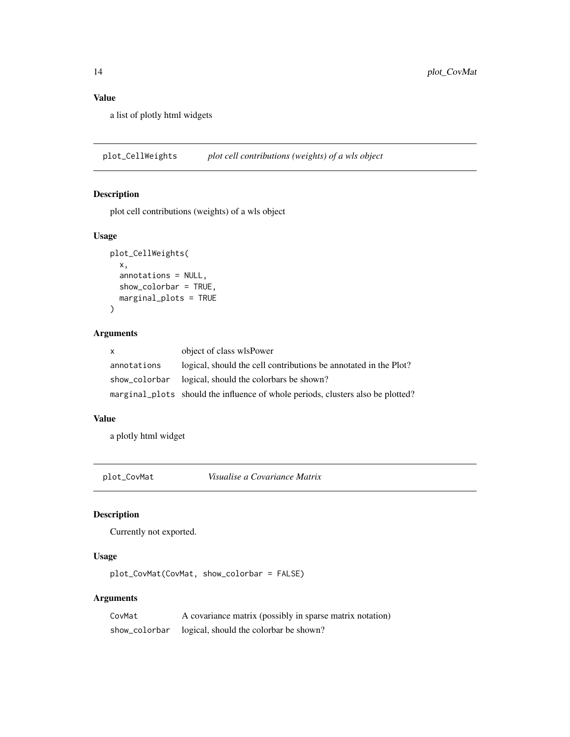### Value

a list of plotly html widgets

## plot_CellWeights *plot cell contributions (weights) of a wls object*

### Description

plot cell contributions (weights) of a wls object

### Usage

```
plot_CellWeights(
  x,
  annotations = NULL,
  show_colorbar = TRUE,
  marginal_plots = TRUE
)
```

### Arguments

| | |
|---|---|
| x | object of class wlsPower |
| annotations | logical, should the cell contributions be annotated in the Plot? |
| show_colorbar | logical, should the colorbars be shown? |
| marginal_plots | should the influence of whole periods, clusters also be plotted? |

### Value

a plotly html widget

## plot_CovMat *Visualise a Covariance Matrix*

### Description

Currently not exported.

### Usage

```
plot_CovMat(CovMat, show_colorbar = FALSE)
```

### Arguments

| | |
|---|---|
| CovMat | A covariance matrix (possibly in sparse matrix notation) |
| show_colorbar | logical, should the colorbar be shown? |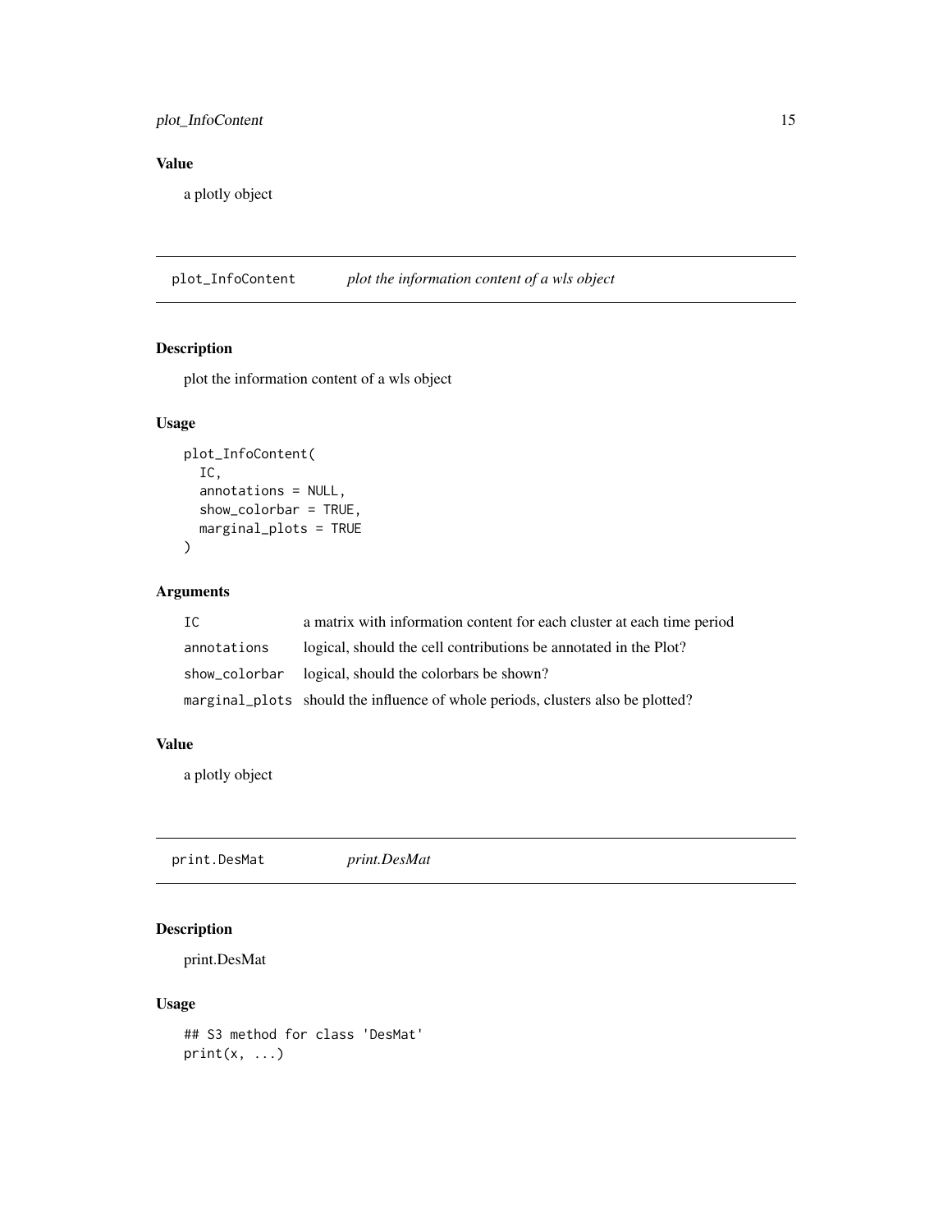### Value

a plotly object

---

## plot_InfoContent — *plot the information content of a wls object*

### Description

plot the information content of a wls object

### Usage

```
plot_InfoContent(
  IC,
  annotations = NULL,
  show_colorbar = TRUE,
  marginal_plots = TRUE
)
```

### Arguments

| | |
|---|---|
| IC | a matrix with information content for each cluster at each time period |
| annotations | logical, should the cell contributions be annotated in the Plot? |
| show_colorbar | logical, should the colorbars be shown? |
| marginal_plots | should the influence of whole periods, clusters also be plotted? |

### Value

a plotly object

---

## print.DesMat — *print.DesMat*

### Description

print.DesMat

### Usage

```
## S3 method for class 'DesMat'
print(x, ...)
```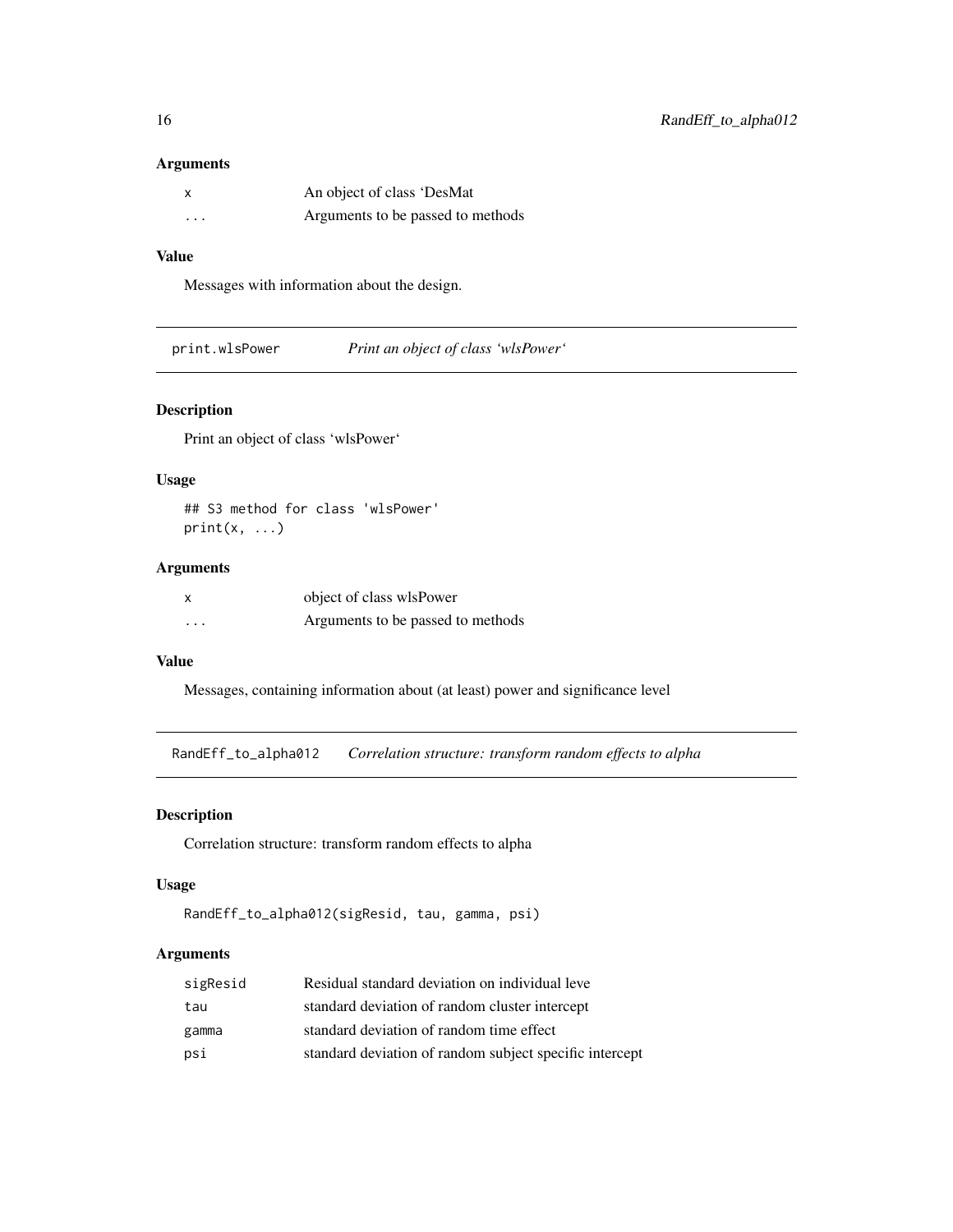### Arguments

| | |
|---|---|
| x | An object of class ‘DesMat |
| ... | Arguments to be passed to methods |

### Value

Messages with information about the design.

---

## print.wlsPower — *Print an object of class ‘wlsPower‘*

### Description

Print an object of class ‘wlsPower‘

### Usage

```
## S3 method for class 'wlsPower'
print(x, ...)
```

### Arguments

| | |
|---|---|
| x | object of class wlsPower |
| ... | Arguments to be passed to methods |

### Value

Messages, containing information about (at least) power and significance level

---

## RandEff_to_alpha012 — *Correlation structure: transform random effects to alpha*

### Description

Correlation structure: transform random effects to alpha

### Usage

```
RandEff_to_alpha012(sigResid, tau, gamma, psi)
```

### Arguments

| | |
|---|---|
| sigResid | Residual standard deviation on individual leve |
| tau | standard deviation of random cluster intercept |
| gamma | standard deviation of random time effect |
| psi | standard deviation of random subject specific intercept |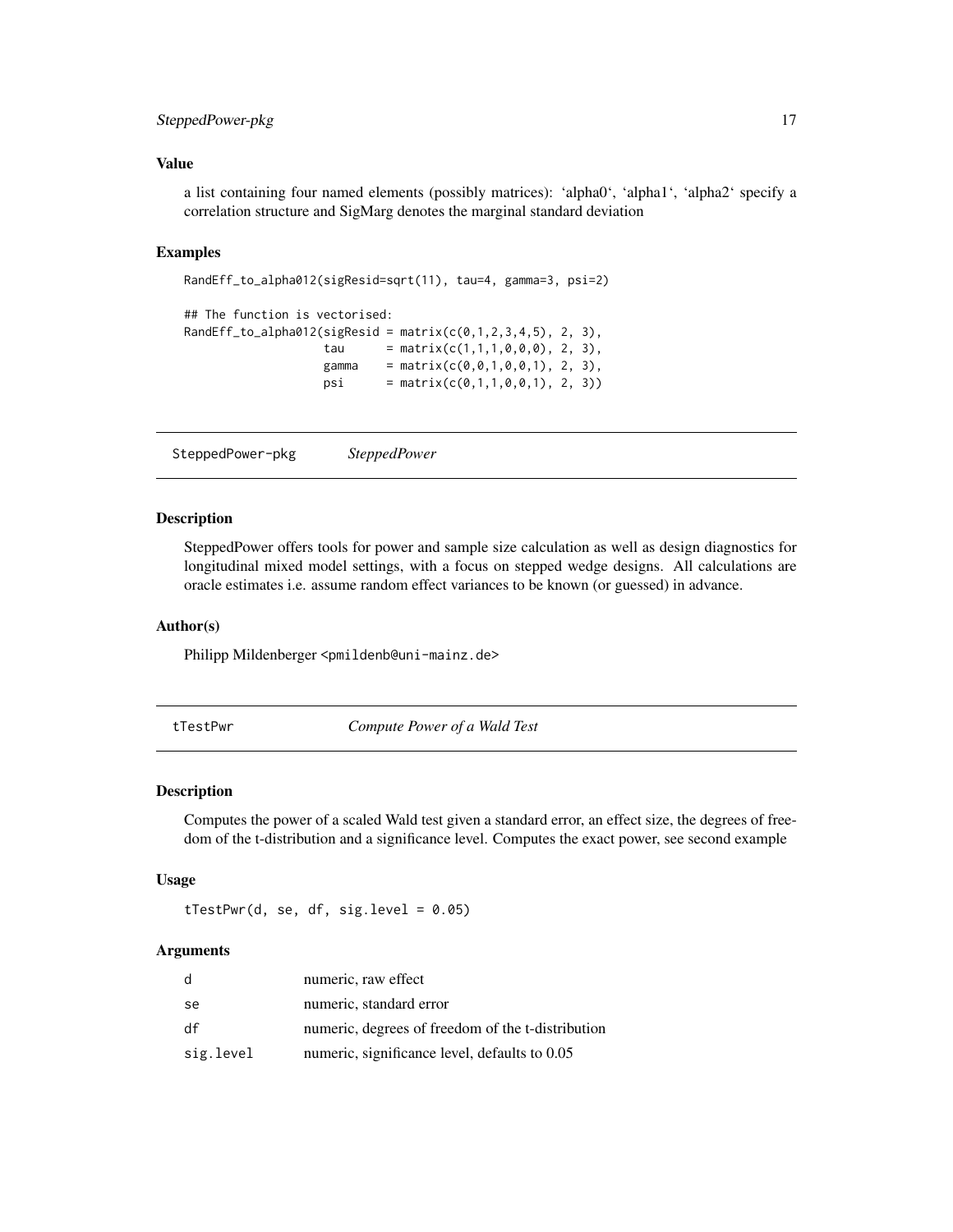### Value

a list containing four named elements (possibly matrices): 'alpha0', 'alpha1', 'alpha2' specify a correlation structure and SigMarg denotes the marginal standard deviation

### Examples

```
RandEff_to_alpha012(sigResid=sqrt(11), tau=4, gamma=3, psi=2)

## The function is vectorised:
RandEff_to_alpha012(sigResid = matrix(c(0,1,2,3,4,5), 2, 3),
                    tau      = matrix(c(1,1,1,0,0,0), 2, 3),
                    gamma    = matrix(c(0,0,1,0,0,1), 2, 3),
                    psi      = matrix(c(0,1,1,0,0,1), 2, 3))
```

---

## SteppedPower-pkg    *SteppedPower*

### Description

SteppedPower offers tools for power and sample size calculation as well as design diagnostics for longitudinal mixed model settings, with a focus on stepped wedge designs. All calculations are oracle estimates i.e. assume random effect variances to be known (or guessed) in advance.

### Author(s)

Philipp Mildenberger <pmildenb@uni-mainz.de>

---

## tTestPwr    *Compute Power of a Wald Test*

### Description

Computes the power of a scaled Wald test given a standard error, an effect size, the degrees of freedom of the t-distribution and a significance level. Computes the exact power, see second example

### Usage

```
tTestPwr(d, se, df, sig.level = 0.05)
```

### Arguments

| | |
|---|---|
| d | numeric, raw effect |
| se | numeric, standard error |
| df | numeric, degrees of freedom of the t-distribution |
| sig.level | numeric, significance level, defaults to 0.05 |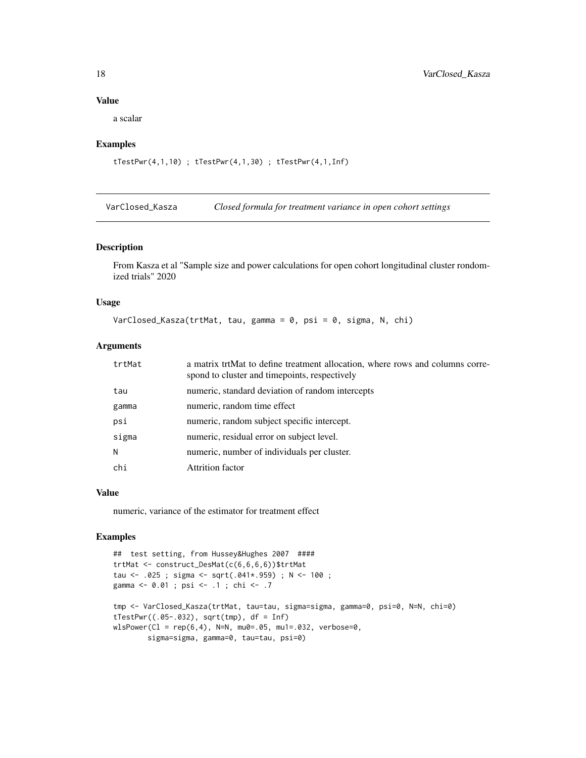### Value

a scalar

### Examples

```
tTestPwr(4,1,10) ; tTestPwr(4,1,30) ; tTestPwr(4,1,Inf)
```

---

## VarClosed_Kasza    *Closed formula for treatment variance in open cohort settings*

---

### Description

From Kasza et al "Sample size and power calculations for open cohort longitudinal cluster rondomized trials" 2020

### Usage

```
VarClosed_Kasza(trtMat, tau, gamma = 0, psi = 0, sigma, N, chi)
```

### Arguments

| | |
|---|---|
| trtMat | a matrix trtMat to define treatment allocation, where rows and columns correspond to cluster and timepoints, respectively |
| tau | numeric, standard deviation of random intercepts |
| gamma | numeric, random time effect |
| psi | numeric, random subject specific intercept. |
| sigma | numeric, residual error on subject level. |
| N | numeric, number of individuals per cluster. |
| chi | Attrition factor |

### Value

numeric, variance of the estimator for treatment effect

### Examples

```
##  test setting, from Hussey&Hughes 2007  ####
trtMat <- construct_DesMat(c(6,6,6,6))$trtMat
tau <- .025 ; sigma <- sqrt(.041*.959) ; N <- 100 ;
gamma <- 0.01 ; psi <- .1 ; chi <- .7

tmp <- VarClosed_Kasza(trtMat, tau=tau, sigma=sigma, gamma=0, psi=0, N=N, chi=0)
tTestPwr((.05-.032), sqrt(tmp), df = Inf)
wlsPower(Cl = rep(6,4), N=N, mu0=.05, mu1=.032, verbose=0,
        sigma=sigma, gamma=0, tau=tau, psi=0)
```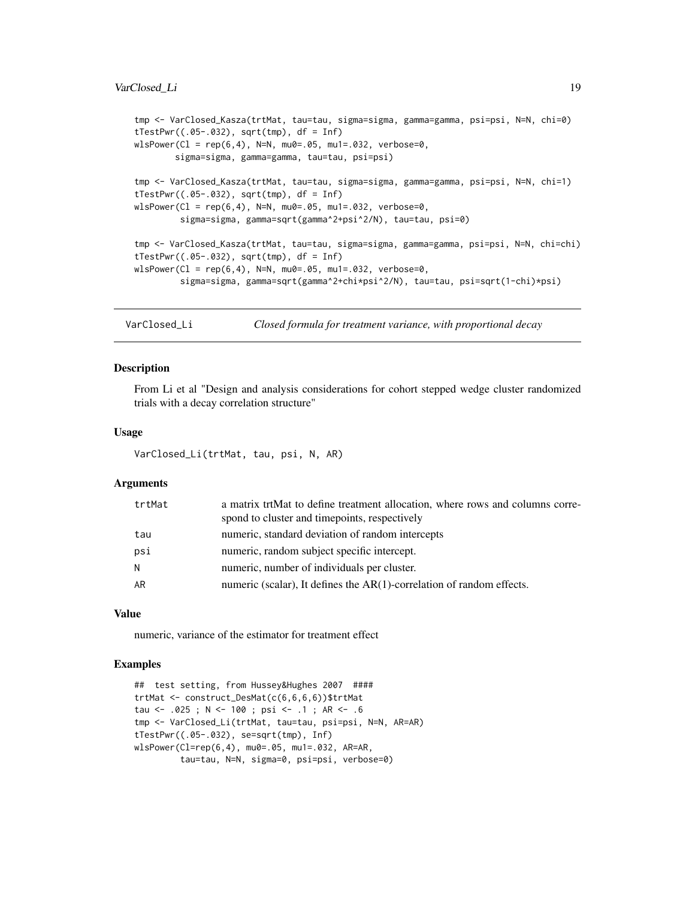```
tmp <- VarClosed_Kasza(trtMat, tau=tau, sigma=sigma, gamma=gamma, psi=psi, N=N, chi=0)
tTestPwr((.05-.032), sqrt(tmp), df = Inf)
wlsPower(Cl = rep(6,4), N=N, mu0=.05, mu1=.032, verbose=0,
        sigma=sigma, gamma=gamma, tau=tau, psi=psi)

tmp <- VarClosed_Kasza(trtMat, tau=tau, sigma=sigma, gamma=gamma, psi=psi, N=N, chi=1)
tTestPwr((.05-.032), sqrt(tmp), df = Inf)
wlsPower(Cl = rep(6,4), N=N, mu0=.05, mu1=.032, verbose=0,
         sigma=sigma, gamma=sqrt(gamma^2+psi^2/N), tau=tau, psi=0)

tmp <- VarClosed_Kasza(trtMat, tau=tau, sigma=sigma, gamma=gamma, psi=psi, N=N, chi=chi)
tTestPwr((.05-.032), sqrt(tmp), df = Inf)
wlsPower(Cl = rep(6,4), N=N, mu0=.05, mu1=.032, verbose=0,
         sigma=sigma, gamma=sqrt(gamma^2+chi*psi^2/N), tau=tau, psi=sqrt(1-chi)*psi)
```

## VarClosed_Li — *Closed formula for treatment variance, with proportional decay*

### Description

From Li et al "Design and analysis considerations for cohort stepped wedge cluster randomized trials with a decay correlation structure"

### Usage

```
VarClosed_Li(trtMat, tau, psi, N, AR)
```

### Arguments

| | |
|---|---|
| trtMat | a matrix trtMat to define treatment allocation, where rows and columns correspond to cluster and timepoints, respectively |
| tau | numeric, standard deviation of random intercepts |
| psi | numeric, random subject specific intercept. |
| N | numeric, number of individuals per cluster. |
| AR | numeric (scalar), It defines the AR(1)-correlation of random effects. |

### Value

numeric, variance of the estimator for treatment effect

### Examples

```
##  test setting, from Hussey&Hughes 2007  ####
trtMat <- construct_DesMat(c(6,6,6,6))$trtMat
tau <- .025 ; N <- 100 ; psi <- .1 ; AR <- .6
tmp <- VarClosed_Li(trtMat, tau=tau, psi=psi, N=N, AR=AR)
tTestPwr((.05-.032), se=sqrt(tmp), Inf)
wlsPower(Cl=rep(6,4), mu0=.05, mu1=.032, AR=AR,
         tau=tau, N=N, sigma=0, psi=psi, verbose=0)
```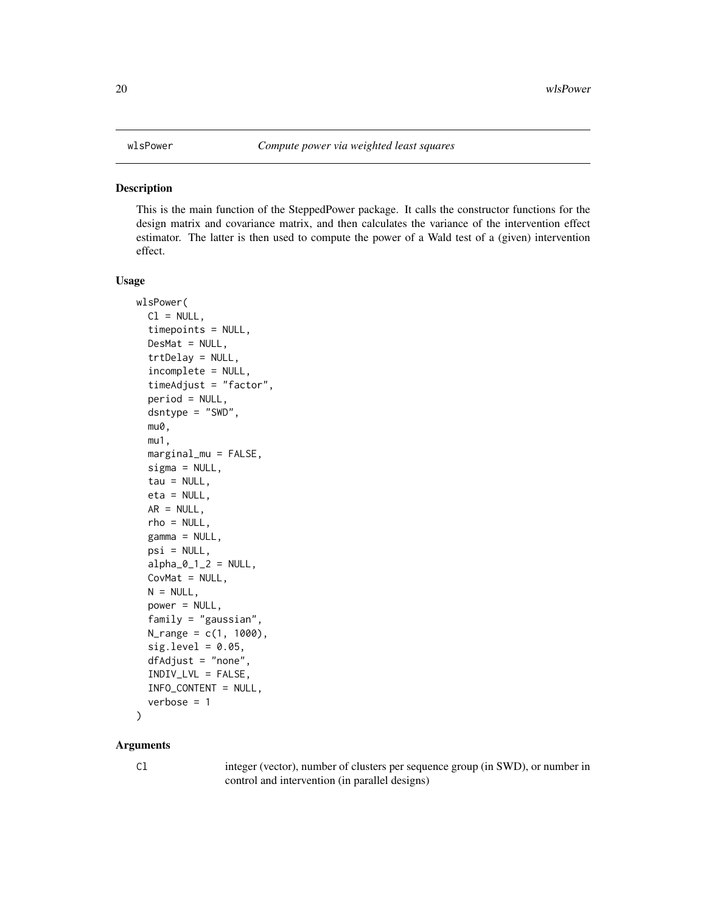wlsPower *Compute power via weighted least squares*

## Description

This is the main function of the SteppedPower package. It calls the constructor functions for the design matrix and covariance matrix, and then calculates the variance of the intervention effect estimator. The latter is then used to compute the power of a Wald test of a (given) intervention effect.

## Usage

```
wlsPower(
  Cl = NULL,
  timepoints = NULL,
  DesMat = NULL,
  trtDelay = NULL,
  incomplete = NULL,
  timeAdjust = "factor",
  period = NULL,
  dsntype = "SWD",
  mu0,
  mu1,
  marginal_mu = FALSE,
  sigma = NULL,
  tau = NULL,
  eta = NULL,
  AR = NULL,
  rho = NULL,
  gamma = NULL,
  psi = NULL,
  alpha_0_1_2 = NULL,
  CovMat = NULL,
  N = NULL,
  power = NULL,
  family = "gaussian",
  N_range = c(1, 1000),
  sig.level = 0.05,
  dfAdjust = "none",
  INDIV_LVL = FALSE,
  INFO_CONTENT = NULL,
  verbose = 1
)
```

## Arguments

| | |
|---|---|
| Cl | integer (vector), number of clusters per sequence group (in SWD), or number in control and intervention (in parallel designs) |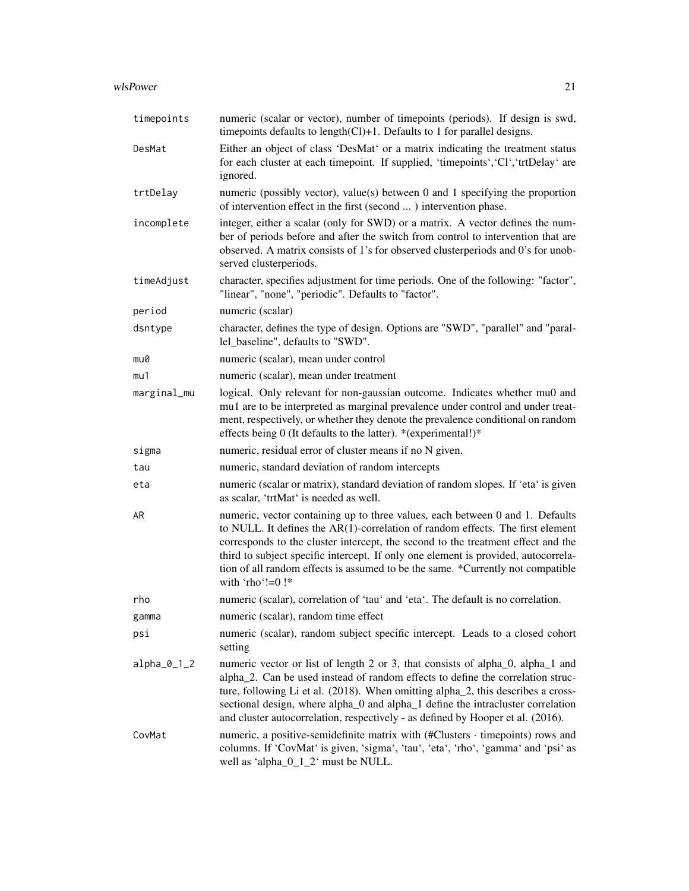| | |
|---|---|
| `timepoints` | numeric (scalar or vector), number of timepoints (periods). If design is swd, timepoints defaults to length(Cl)+1. Defaults to 1 for parallel designs. |
| `DesMat` | Either an object of class 'DesMat' or a matrix indicating the treatment status for each cluster at each timepoint. If supplied, 'timepoints','Cl','trtDelay' are ignored. |
| `trtDelay` | numeric (possibly vector), value(s) between 0 and 1 specifying the proportion of intervention effect in the first (second ... ) intervention phase. |
| `incomplete` | integer, either a scalar (only for SWD) or a matrix. A vector defines the number of periods before and after the switch from control to intervention that are observed. A matrix consists of 1's for observed clusterperiods and 0's for unobserved clusterperiods. |
| `timeAdjust` | character, specifies adjustment for time periods. One of the following: "factor", "linear", "none", "periodic". Defaults to "factor". |
| `period` | numeric (scalar) |
| `dsntype` | character, defines the type of design. Options are "SWD", "parallel" and "parallel_baseline", defaults to "SWD". |
| `mu0` | numeric (scalar), mean under control |
| `mu1` | numeric (scalar), mean under treatment |
| `marginal_mu` | logical. Only relevant for non-gaussian outcome. Indicates whether mu0 and mu1 are to be interpreted as marginal prevalence under control and under treatment, respectively, or whether they denote the prevalence conditional on random effects being 0 (It defaults to the latter). *(experimental!)* |
| `sigma` | numeric, residual error of cluster means if no N given. |
| `tau` | numeric, standard deviation of random intercepts |
| `eta` | numeric (scalar or matrix), standard deviation of random slopes. If 'eta' is given as scalar, 'trtMat' is needed as well. |
| `AR` | numeric, vector containing up to three values, each between 0 and 1. Defaults to NULL. It defines the AR(1)-correlation of random effects. The first element corresponds to the cluster intercept, the second to the treatment effect and the third to subject specific intercept. If only one element is provided, autocorrelation of all random effects is assumed to be the same. *Currently not compatible with 'rho'!=0 !* |
| `rho` | numeric (scalar), correlation of 'tau' and 'eta'. The default is no correlation. |
| `gamma` | numeric (scalar), random time effect |
| `psi` | numeric (scalar), random subject specific intercept. Leads to a closed cohort setting |
| `alpha_0_1_2` | numeric vector or list of length 2 or 3, that consists of alpha_0, alpha_1 and alpha_2. Can be used instead of random effects to define the correlation structure, following Li et al. (2018). When omitting alpha_2, this describes a cross-sectional design, where alpha_0 and alpha_1 define the intracluster correlation and cluster autocorrelation, respectively - as defined by Hooper et al. (2016). |
| `CovMat` | numeric, a positive-semidefinite matrix with (#Clusters · timepoints) rows and columns. If 'CovMat' is given, 'sigma', 'tau', 'eta', 'rho', 'gamma' and 'psi' as well as 'alpha_0_1_2' must be NULL. |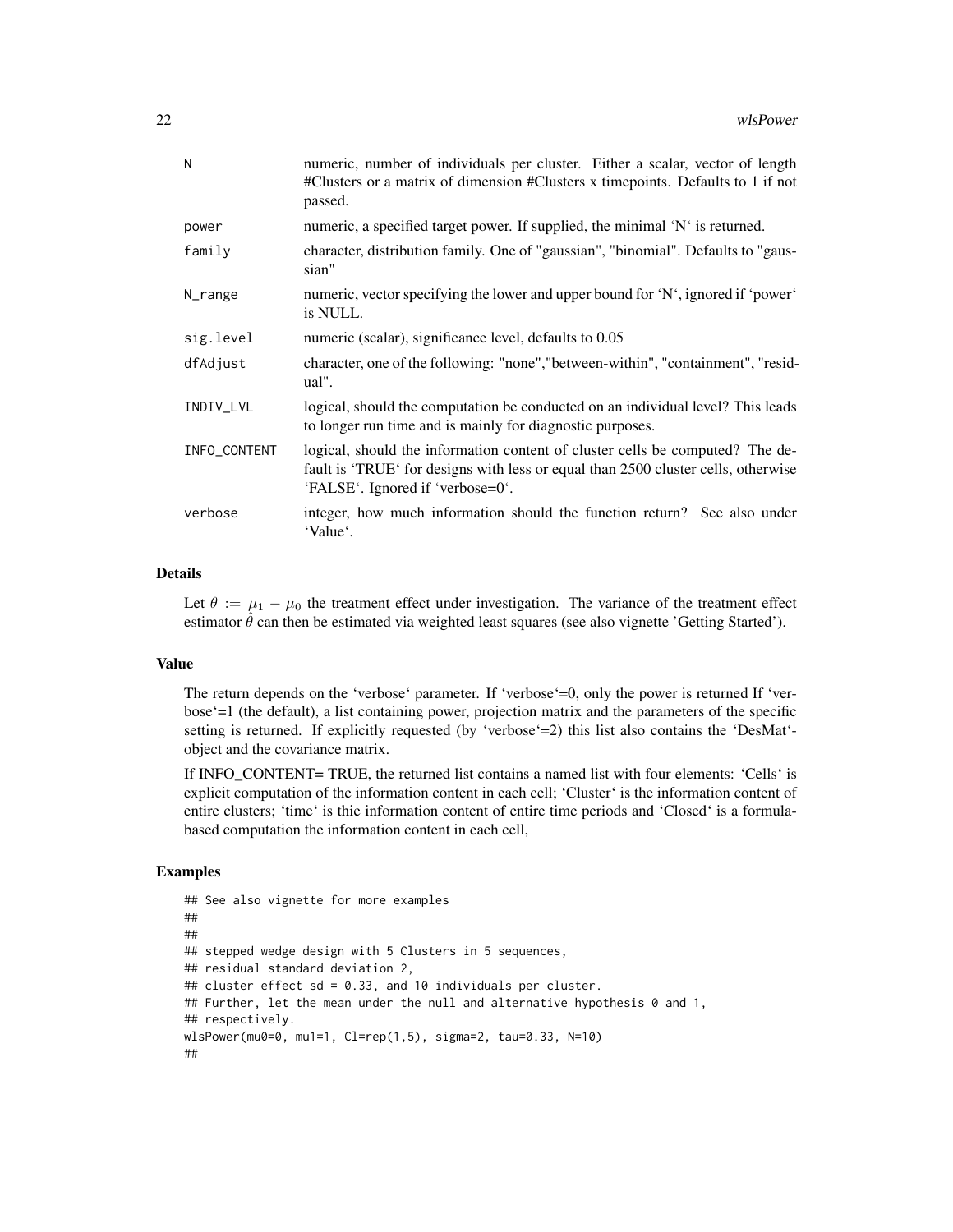| | |
|---|---|
| N | numeric, number of individuals per cluster. Either a scalar, vector of length #Clusters or a matrix of dimension #Clusters x timepoints. Defaults to 1 if not passed. |
| power | numeric, a specified target power. If supplied, the minimal 'N' is returned. |
| family | character, distribution family. One of "gaussian", "binomial". Defaults to "gaussian" |
| N_range | numeric, vector specifying the lower and upper bound for 'N', ignored if 'power' is NULL. |
| sig.level | numeric (scalar), significance level, defaults to 0.05 |
| dfAdjust | character, one of the following: "none","between-within", "containment", "residual". |
| INDIV_LVL | logical, should the computation be conducted on an individual level? This leads to longer run time and is mainly for diagnostic purposes. |
| INFO_CONTENT | logical, should the information content of cluster cells be computed? The default is 'TRUE' for designs with less or equal than 2500 cluster cells, otherwise 'FALSE'. Ignored if 'verbose=0'. |
| verbose | integer, how much information should the function return? See also under 'Value'. |

### Details

Let $\theta := \mu_1 - \mu_0$ the treatment effect under investigation. The variance of the treatment effect estimator $\hat{\theta}$ can then be estimated via weighted least squares (see also vignette 'Getting Started').

### Value

The return depends on the 'verbose' parameter. If 'verbose'=0, only the power is returned If 'verbose'=1 (the default), a list containing power, projection matrix and the parameters of the specific setting is returned. If explicitly requested (by 'verbose'=2) this list also contains the 'DesMat'-object and the covariance matrix.

If INFO_CONTENT= TRUE, the returned list contains a named list with four elements: 'Cells' is explicit computation of the information content in each cell; 'Cluster' is the information content of entire clusters; 'time' is thie information content of entire time periods and 'Closed' is a formula-based computation the information content in each cell,

### Examples

```
## See also vignette for more examples
##
##
## stepped wedge design with 5 Clusters in 5 sequences,
## residual standard deviation 2,
## cluster effect sd = 0.33, and 10 individuals per cluster.
## Further, let the mean under the null and alternative hypothesis 0 and 1,
## respectively.
wlsPower(mu0=0, mu1=1, Cl=rep(1,5), sigma=2, tau=0.33, N=10)
##
```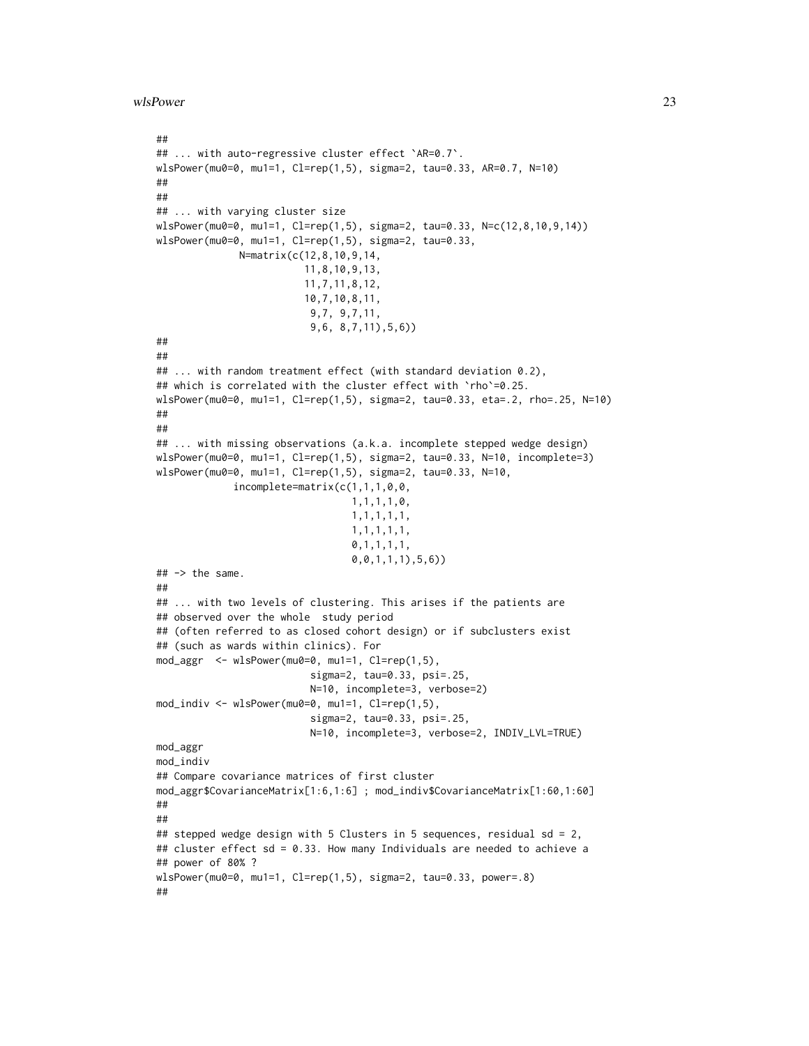```
##
## ... with auto-regressive cluster effect `AR=0.7`.
wlsPower(mu0=0, mu1=1, Cl=rep(1,5), sigma=2, tau=0.33, AR=0.7, N=10)
##
##
## ... with varying cluster size
wlsPower(mu0=0, mu1=1, Cl=rep(1,5), sigma=2, tau=0.33, N=c(12,8,10,9,14))
wlsPower(mu0=0, mu1=1, Cl=rep(1,5), sigma=2, tau=0.33,
             N=matrix(c(12,8,10,9,14,
                        11,8,10,9,13,
                        11,7,11,8,12,
                        10,7,10,8,11,
                         9,7, 9,7,11,
                         9,6, 8,7,11),5,6))
##
##
## ... with random treatment effect (with standard deviation 0.2),
## which is correlated with the cluster effect with `rho`=0.25.
wlsPower(mu0=0, mu1=1, Cl=rep(1,5), sigma=2, tau=0.33, eta=.2, rho=.25, N=10)
##
##
## ... with missing observations (a.k.a. incomplete stepped wedge design)
wlsPower(mu0=0, mu1=1, Cl=rep(1,5), sigma=2, tau=0.33, N=10, incomplete=3)
wlsPower(mu0=0, mu1=1, Cl=rep(1,5), sigma=2, tau=0.33, N=10,
            incomplete=matrix(c(1,1,1,0,0,
                                1,1,1,1,0,
                                1,1,1,1,1,
                                1,1,1,1,1,
                                0,1,1,1,1,
                                0,0,1,1,1),5,6))
## -> the same.
##
## ... with two levels of clustering. This arises if the patients are
## observed over the whole  study period
## (often referred to as closed cohort design) or if subclusters exist
## (such as wards within clinics). For
mod_aggr  <- wlsPower(mu0=0, mu1=1, Cl=rep(1,5),
                         sigma=2, tau=0.33, psi=.25,
                         N=10, incomplete=3, verbose=2)
mod_indiv <- wlsPower(mu0=0, mu1=1, Cl=rep(1,5),
                         sigma=2, tau=0.33, psi=.25,
                         N=10, incomplete=3, verbose=2, INDIV_LVL=TRUE)
mod_aggr
mod_indiv
## Compare covariance matrices of first cluster
mod_aggr$CovarianceMatrix[1:6,1:6] ; mod_indiv$CovarianceMatrix[1:60,1:60]
##
##
## stepped wedge design with 5 Clusters in 5 sequences, residual sd = 2,
## cluster effect sd = 0.33. How many Individuals are needed to achieve a
## power of 80% ?
wlsPower(mu0=0, mu1=1, Cl=rep(1,5), sigma=2, tau=0.33, power=.8)
##
```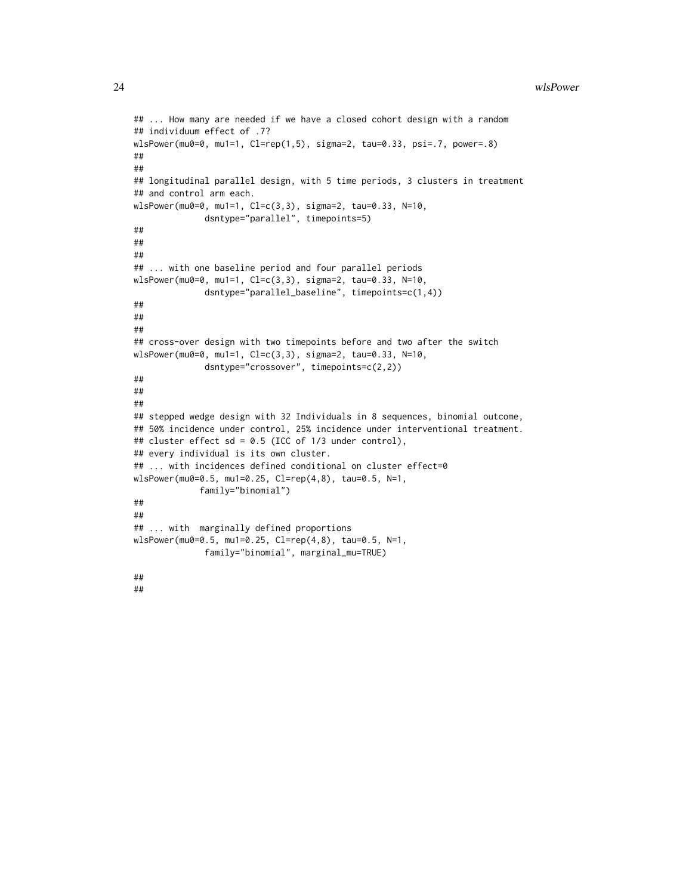```
## ... How many are needed if we have a closed cohort design with a random
## individuum effect of .7?
wlsPower(mu0=0, mu1=1, Cl=rep(1,5), sigma=2, tau=0.33, psi=.7, power=.8)
##
##
## longitudinal parallel design, with 5 time periods, 3 clusters in treatment
## and control arm each.
wlsPower(mu0=0, mu1=1, Cl=c(3,3), sigma=2, tau=0.33, N=10,
             dsntype="parallel", timepoints=5)
##
##
##
## ... with one baseline period and four parallel periods
wlsPower(mu0=0, mu1=1, Cl=c(3,3), sigma=2, tau=0.33, N=10,
             dsntype="parallel_baseline", timepoints=c(1,4))
##
##
##
## cross-over design with two timepoints before and two after the switch
wlsPower(mu0=0, mu1=1, Cl=c(3,3), sigma=2, tau=0.33, N=10,
             dsntype="crossover", timepoints=c(2,2))
##
##
##
## stepped wedge design with 32 Individuals in 8 sequences, binomial outcome,
## 50% incidence under control, 25% incidence under interventional treatment.
## cluster effect sd = 0.5 (ICC of 1/3 under control),
## every individual is its own cluster.
## ... with incidences defined conditional on cluster effect=0
wlsPower(mu0=0.5, mu1=0.25, Cl=rep(4,8), tau=0.5, N=1,
            family="binomial")
##
##
## ... with  marginally defined proportions
wlsPower(mu0=0.5, mu1=0.25, Cl=rep(4,8), tau=0.5, N=1,
             family="binomial", marginal_mu=TRUE)

##
##
```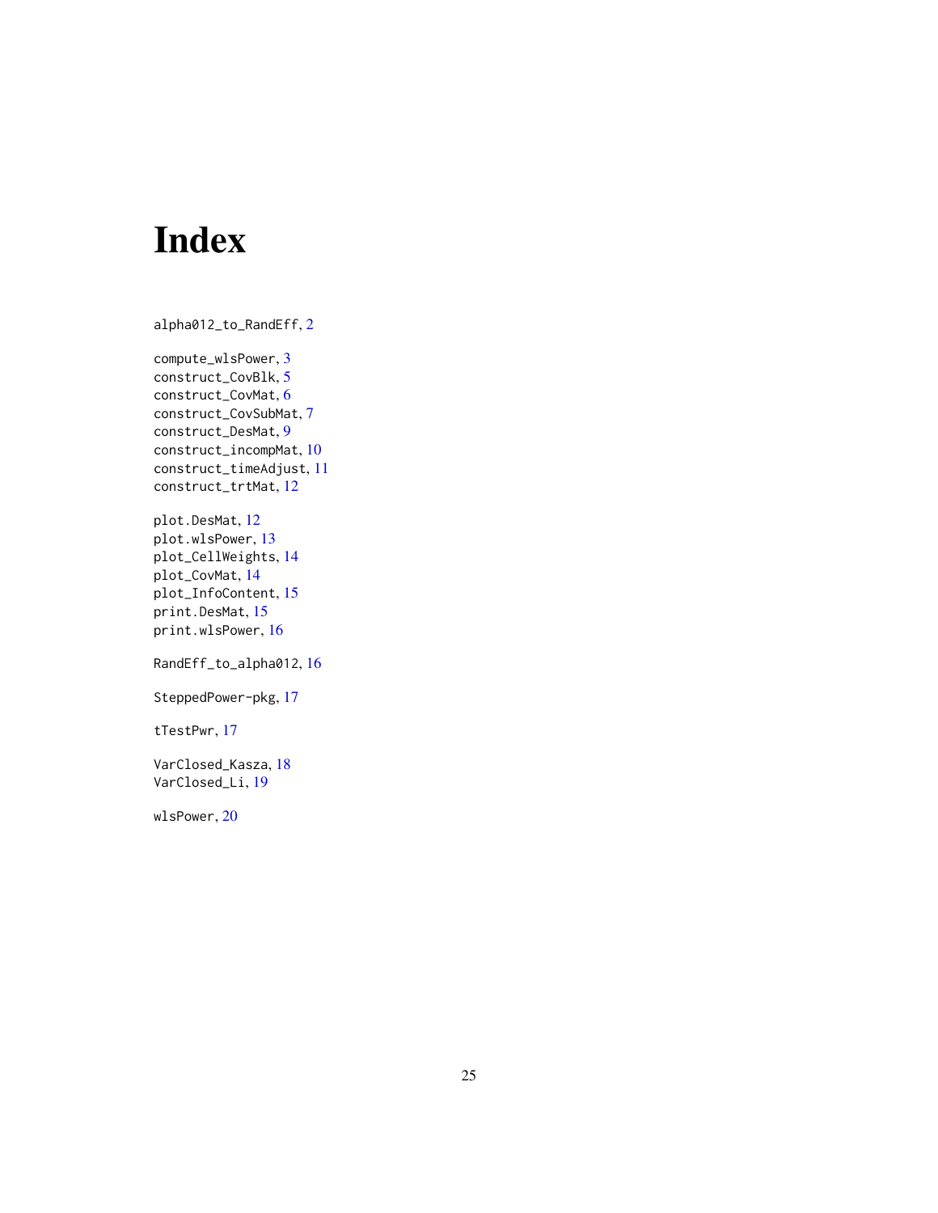# Index

alpha012_to_RandEff, 2

compute_wlsPower, 3
construct_CovBlk, 5
construct_CovMat, 6
construct_CovSubMat, 7
construct_DesMat, 9
construct_incompMat, 10
construct_timeAdjust, 11
construct_trtMat, 12

plot.DesMat, 12
plot.wlsPower, 13
plot_CellWeights, 14
plot_CovMat, 14
plot_InfoContent, 15
print.DesMat, 15
print.wlsPower, 16

RandEff_to_alpha012, 16

SteppedPower-pkg, 17

tTestPwr, 17

VarClosed_Kasza, 18
VarClosed_Li, 19

wlsPower, 20